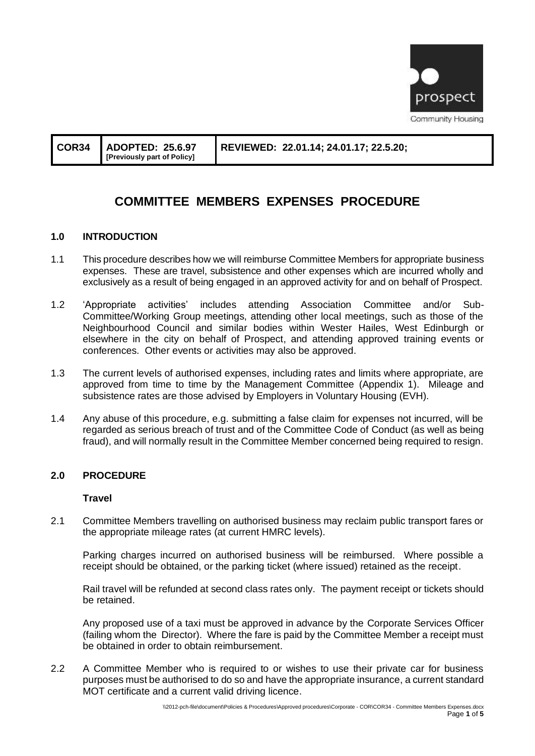prospect

Community Housing

| COR34 | ADOPTED: 25.6.97 [Previously part of Policy] | REVIEWED: 22.01.14; 24.01.17; 22.5.20; |
|---|---|---|

# COMMITTEE MEMBERS EXPENSES PROCEDURE

## 1.0 INTRODUCTION

1.1 This procedure describes how we will reimburse Committee Members for appropriate business expenses. These are travel, subsistence and other expenses which are incurred wholly and exclusively as a result of being engaged in an approved activity for and on behalf of Prospect.

1.2 'Appropriate activities' includes attending Association Committee and/or Sub-Committee/Working Group meetings, attending other local meetings, such as those of the Neighbourhood Council and similar bodies within Wester Hailes, West Edinburgh or elsewhere in the city on behalf of Prospect, and attending approved training events or conferences. Other events or activities may also be approved.

1.3 The current levels of authorised expenses, including rates and limits where appropriate, are approved from time to time by the Management Committee (Appendix 1). Mileage and subsistence rates are those advised by Employers in Voluntary Housing (EVH).

1.4 Any abuse of this procedure, e.g. submitting a false claim for expenses not incurred, will be regarded as serious breach of trust and of the Committee Code of Conduct (as well as being fraud), and will normally result in the Committee Member concerned being required to resign.

## 2.0 PROCEDURE

### Travel

2.1 Committee Members travelling on authorised business may reclaim public transport fares or the appropriate mileage rates (at current HMRC levels).

Parking charges incurred on authorised business will be reimbursed. Where possible a receipt should be obtained, or the parking ticket (where issued) retained as the receipt.

Rail travel will be refunded at second class rates only. The payment receipt or tickets should be retained.

Any proposed use of a taxi must be approved in advance by the Corporate Services Officer (failing whom the Director). Where the fare is paid by the Committee Member a receipt must be obtained in order to obtain reimbursement.

2.2 A Committee Member who is required to or wishes to use their private car for business purposes must be authorised to do so and have the appropriate insurance, a current standard MOT certificate and a current valid driving licence.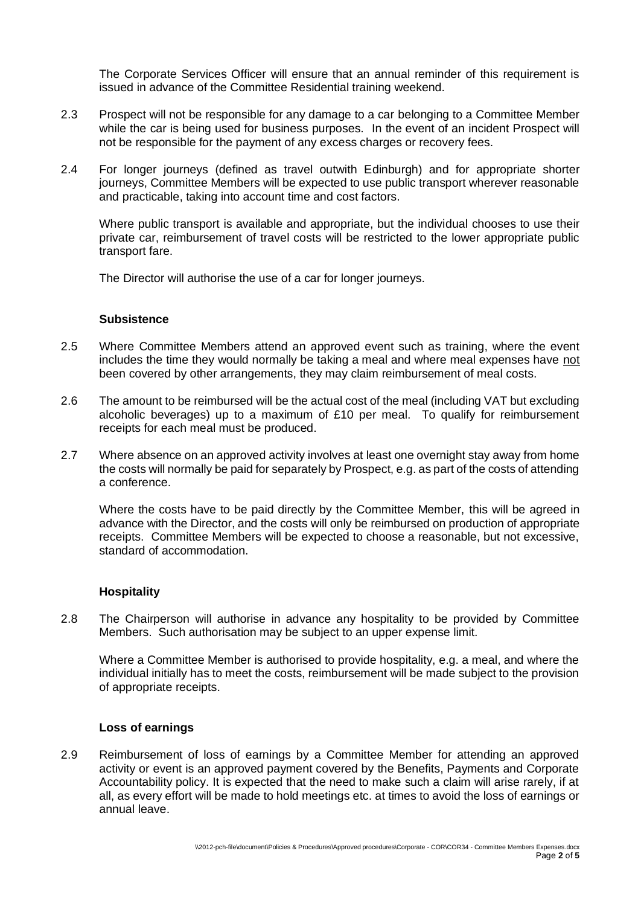The Corporate Services Officer will ensure that an annual reminder of this requirement is issued in advance of the Committee Residential training weekend.

2.3 Prospect will not be responsible for any damage to a car belonging to a Committee Member while the car is being used for business purposes. In the event of an incident Prospect will not be responsible for the payment of any excess charges or recovery fees.

2.4 For longer journeys (defined as travel outwith Edinburgh) and for appropriate shorter journeys, Committee Members will be expected to use public transport wherever reasonable and practicable, taking into account time and cost factors.

Where public transport is available and appropriate, but the individual chooses to use their private car, reimbursement of travel costs will be restricted to the lower appropriate public transport fare.

The Director will authorise the use of a car for longer journeys.

### Subsistence

2.5 Where Committee Members attend an approved event such as training, where the event includes the time they would normally be taking a meal and where meal expenses have not been covered by other arrangements, they may claim reimbursement of meal costs.

2.6 The amount to be reimbursed will be the actual cost of the meal (including VAT but excluding alcoholic beverages) up to a maximum of £10 per meal. To qualify for reimbursement receipts for each meal must be produced.

2.7 Where absence on an approved activity involves at least one overnight stay away from home the costs will normally be paid for separately by Prospect, e.g. as part of the costs of attending a conference.

Where the costs have to be paid directly by the Committee Member, this will be agreed in advance with the Director, and the costs will only be reimbursed on production of appropriate receipts. Committee Members will be expected to choose a reasonable, but not excessive, standard of accommodation.

### Hospitality

2.8 The Chairperson will authorise in advance any hospitality to be provided by Committee Members. Such authorisation may be subject to an upper expense limit.

Where a Committee Member is authorised to provide hospitality, e.g. a meal, and where the individual initially has to meet the costs, reimbursement will be made subject to the provision of appropriate receipts.

### Loss of earnings

2.9 Reimbursement of loss of earnings by a Committee Member for attending an approved activity or event is an approved payment covered by the Benefits, Payments and Corporate Accountability policy. It is expected that the need to make such a claim will arise rarely, if at all, as every effort will be made to hold meetings etc. at times to avoid the loss of earnings or annual leave.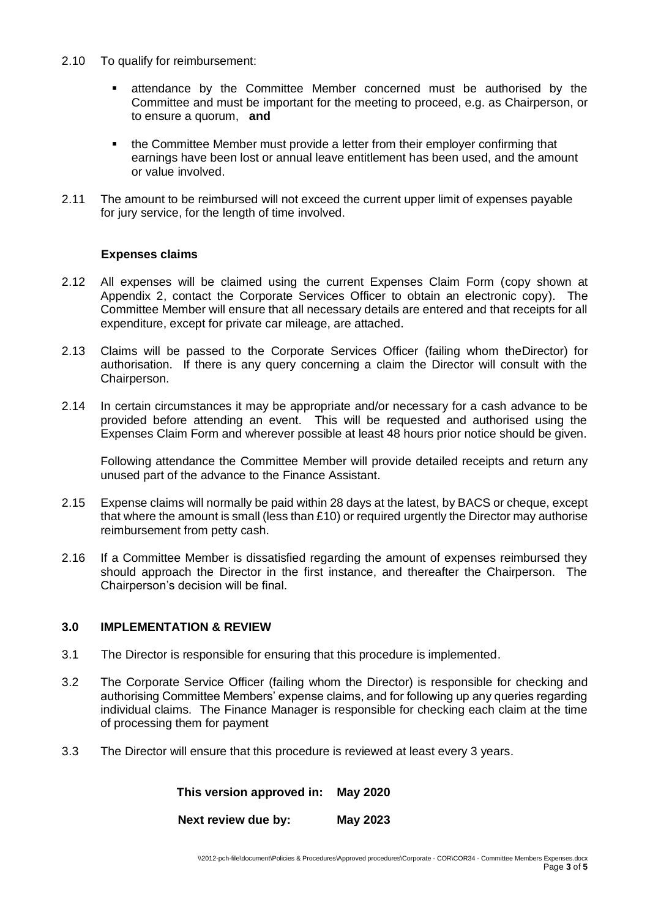2.10 To qualify for reimbursement:

- attendance by the Committee Member concerned must be authorised by the Committee and must be important for the meeting to proceed, e.g. as Chairperson, or to ensure a quorum, **and**
- the Committee Member must provide a letter from their employer confirming that earnings have been lost or annual leave entitlement has been used, and the amount or value involved.

2.11 The amount to be reimbursed will not exceed the current upper limit of expenses payable for jury service, for the length of time involved.

**Expenses claims**

2.12 All expenses will be claimed using the current Expenses Claim Form (copy shown at Appendix 2, contact the Corporate Services Officer to obtain an electronic copy). The Committee Member will ensure that all necessary details are entered and that receipts for all expenditure, except for private car mileage, are attached.

2.13 Claims will be passed to the Corporate Services Officer (failing whom theDirector) for authorisation. If there is any query concerning a claim the Director will consult with the Chairperson.

2.14 In certain circumstances it may be appropriate and/or necessary for a cash advance to be provided before attending an event. This will be requested and authorised using the Expenses Claim Form and wherever possible at least 48 hours prior notice should be given.

Following attendance the Committee Member will provide detailed receipts and return any unused part of the advance to the Finance Assistant.

2.15 Expense claims will normally be paid within 28 days at the latest, by BACS or cheque, except that where the amount is small (less than £10) or required urgently the Director may authorise reimbursement from petty cash.

2.16 If a Committee Member is dissatisfied regarding the amount of expenses reimbursed they should approach the Director in the first instance, and thereafter the Chairperson. The Chairperson's decision will be final.

## 3.0 IMPLEMENTATION & REVIEW

3.1 The Director is responsible for ensuring that this procedure is implemented.

3.2 The Corporate Service Officer (failing whom the Director) is responsible for checking and authorising Committee Members' expense claims, and for following up any queries regarding individual claims. The Finance Manager is responsible for checking each claim at the time of processing them for payment

3.3 The Director will ensure that this procedure is reviewed at least every 3 years.

**This version approved in: May 2020**

**Next review due by: May 2023**

\\2012-pch-file\document\Policies & Procedures\Approved procedures\Corporate - COR\COR34 - Committee Members Expenses.docx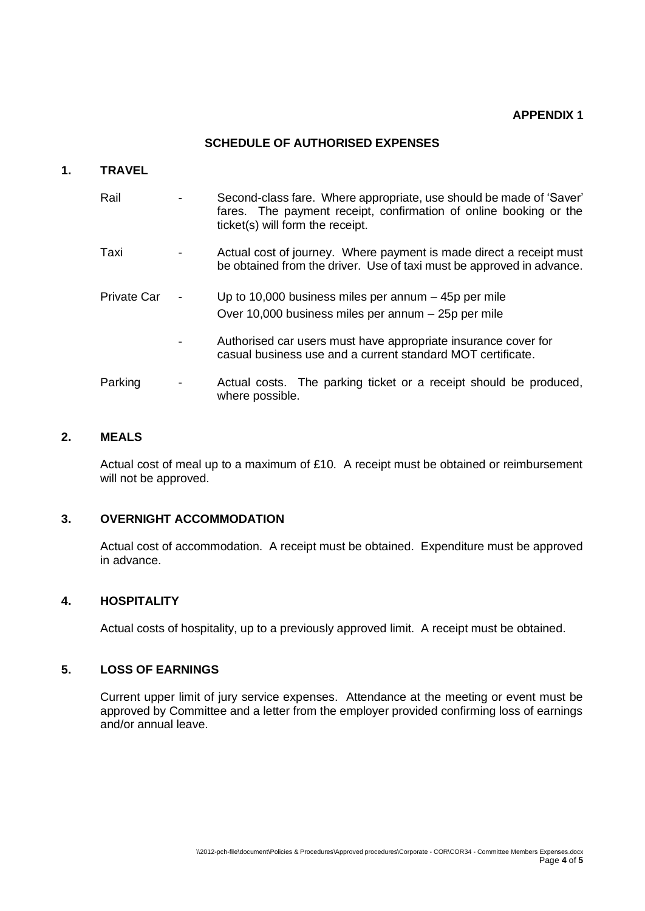**APPENDIX 1**

## SCHEDULE OF AUTHORISED EXPENSES

### 1. TRAVEL

| | | |
|---|---|---|
| Rail | - | Second-class fare. Where appropriate, use should be made of 'Saver' fares. The payment receipt, confirmation of online booking or the ticket(s) will form the receipt. |
| Taxi | - | Actual cost of journey. Where payment is made direct a receipt must be obtained from the driver. Use of taxi must be approved in advance. |
| Private Car | - | Up to 10,000 business miles per annum – 45p per mile<br>Over 10,000 business miles per annum – 25p per mile |
| | - | Authorised car users must have appropriate insurance cover for casual business use and a current standard MOT certificate. |
| Parking | - | Actual costs. The parking ticket or a receipt should be produced, where possible. |

### 2. MEALS

Actual cost of meal up to a maximum of £10. A receipt must be obtained or reimbursement will not be approved.

### 3. OVERNIGHT ACCOMMODATION

Actual cost of accommodation. A receipt must be obtained. Expenditure must be approved in advance.

### 4. HOSPITALITY

Actual costs of hospitality, up to a previously approved limit. A receipt must be obtained.

### 5. LOSS OF EARNINGS

Current upper limit of jury service expenses. Attendance at the meeting or event must be approved by Committee and a letter from the employer provided confirming loss of earnings and/or annual leave.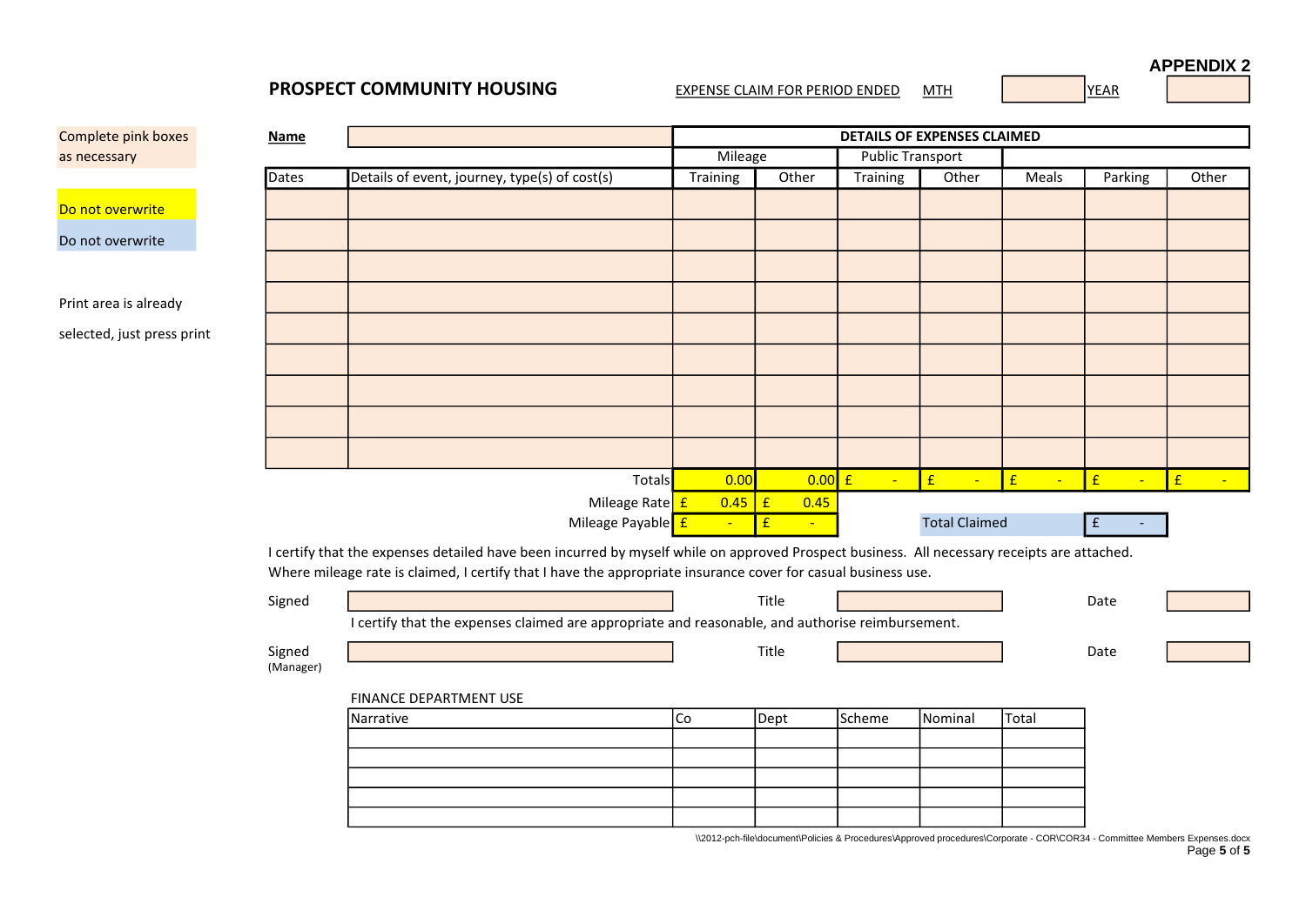APPENDIX 2

**PROSPECT COMMUNITY HOUSING**

EXPENSE CLAIM FOR PERIOD ENDED MTH ____ YEAR ____

Complete pink boxes as necessary

Do not overwrite

Do not overwrite

Print area is already selected, just press print

**Name** ____

| | | DETAILS OF EXPENSES CLAIMED | | | | | | |
|---|---|---|---|---|---|---|---|---|
| | | Mileage | | Public Transport | | | | |
| Dates | Details of event, journey, type(s) of cost(s) | Training | Other | Training | Other | Meals | Parking | Other |
| | | | | | | | | |
| | | | | | | | | |
| | | | | | | | | |
| | | | | | | | | |
| | | | | | | | | |
| | | | | | | | | |
| | | | | | | | | |
| | | | | | | | | |
| | | | | | | | | |
| | Totals | 0.00 | 0.00 | £ - | £ - | £ - | £ - | £ - |
| | Mileage Rate | £ 0.45 | £ 0.45 | | | | | |
| | Mileage Payable | £ - | £ - | | | Total Claimed | £ - | |

I certify that the expenses detailed have been incurred by myself while on approved Prospect business. All necessary receipts are attached.
Where mileage rate is claimed, I certify that I have the appropriate insurance cover for casual business use.

Signed ____ Title ____ Date ____

I certify that the expenses claimed are appropriate and reasonable, and authorise reimbursement.

Signed (Manager) ____ Title ____ Date ____

FINANCE DEPARTMENT USE

| Narrative | Co | Dept | Scheme | Nominal | Total |
|---|---|---|---|---|---|
| | | | | | |
| | | | | | |
| | | | | | |
| | | | | | |
| | | | | | |

\\2012-pch-file\document\Policies & Procedures\Approved procedures\Corporate - COR\COR34 - Committee Members Expenses.docx